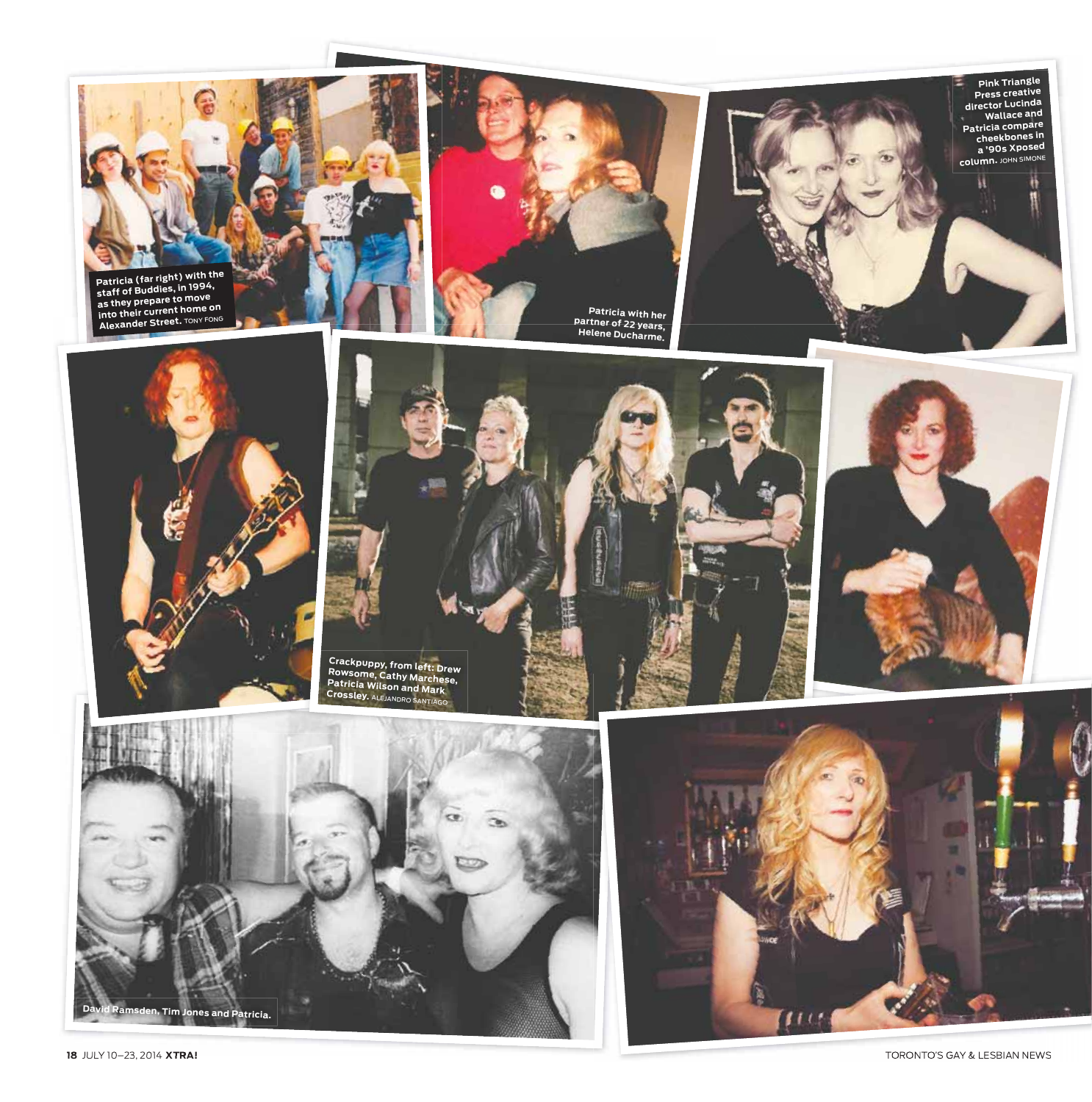Patricia (far right) with the staff of Buddies, in 1994, as they prepare to move into their current home on Alexander Street. TONY FONG

Patricia with her partner of 22 years, Helene Ducharme.

Pink Triangle Press creative director Lucinda Wallace and Patricia compare cheekbones in a '90s Xposed column. JOHN SIMONE

Crackpuppy, from left: Drew Rowsome, Cathy Marchese, Patricia Wilson and Mark Crossley. ALEJANDRO SANTIAGO

David Ramsden, Tim Jones and Patricia.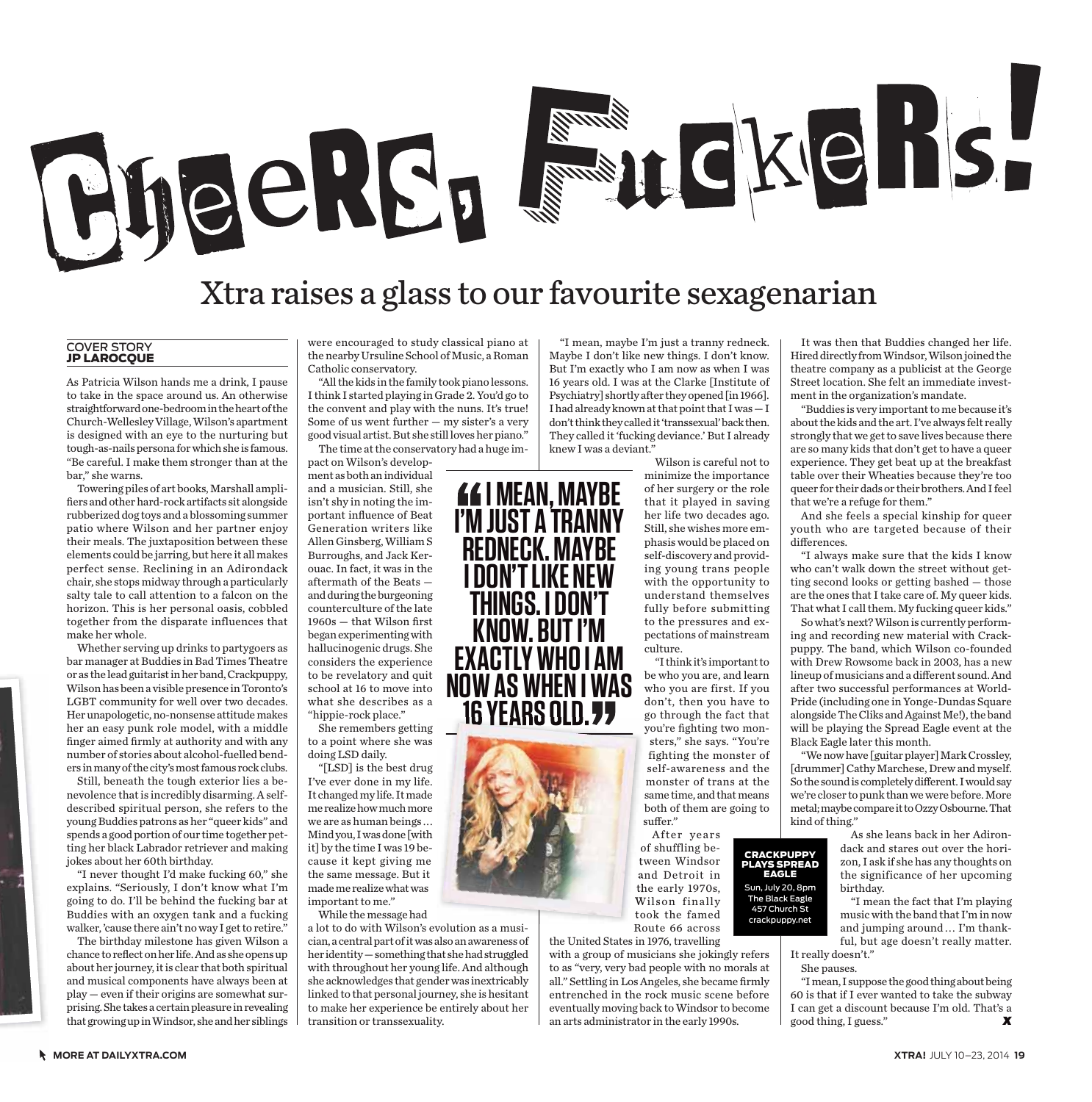# Cheers, Fuckers!

## Xtra raises a glass to our favourite sexagenarian

COVER STORY
**JP LAROCQUE**

As Patricia Wilson hands me a drink, I pause to take in the space around us. An otherwise straightforward one-bedroom in the heart of the Church-Wellesley Village, Wilson's apartment is designed with an eye to the nurturing but tough-as-nails persona for which she is famous. "Be careful. I make them stronger than at the bar," she warns.

Towering piles of art books, Marshall amplifiers and other hard-rock artifacts sit alongside rubberized dog toys and a blossoming summer patio where Wilson and her partner enjoy their meals. The juxtaposition between these elements could be jarring, but here it all makes perfect sense. Reclining in an Adirondack chair, she stops midway through a particularly salty tale to call attention to a falcon on the horizon. This is her personal oasis, cobbled together from the disparate influences that make her whole.

Whether serving up drinks to partygoers as bar manager at Buddies in Bad Times Theatre or as the lead guitarist in her band, Crackpuppy, Wilson has been a visible presence in Toronto's LGBT community for well over two decades. Her unapologetic, no-nonsense attitude makes her an easy punk role model, with a middle finger aimed firmly at authority and with any number of stories about alcohol-fuelled benders in many of the city's most famous rock clubs.

Still, beneath the tough exterior lies a benevolence that is incredibly disarming. A self-described spiritual person, she refers to the young Buddies patrons as her "queer kids" and spends a good portion of our time together petting her black Labrador retriever and making jokes about her 60th birthday.

"I never thought I'd make fucking 60," she explains. "Seriously, I don't know what I'm going to do. I'll be behind the fucking bar at Buddies with an oxygen tank and a fucking walker, 'cause there ain't no way I get to retire."

The birthday milestone has given Wilson a chance to reflect on her life. And as she opens up about her journey, it is clear that both spiritual and musical components have always been at play — even if their origins are somewhat surprising. She takes a certain pleasure in revealing that growing up in Windsor, she and her siblings were encouraged to study classical piano at the nearby Ursuline School of Music, a Roman Catholic conservatory.

"All the kids in the family took piano lessons. I think I started playing in Grade 2. You'd go to the convent and play with the nuns. It's true! Some of us went further — my sister's a very good visual artist. But she still loves her piano."

The time at the conservatory had a huge impact on Wilson's development as both an individual and a musician. Still, she isn't shy in noting the important influence of Beat Generation writers like Allen Ginsberg, William S Burroughs, and Jack Kerouac. In fact, it was in the aftermath of the Beats — and during the burgeoning counterculture of the late 1960s — that Wilson first began experimenting with hallucinogenic drugs. She considers the experience to be revelatory and quit school at 16 to move into what she describes as a "hippie-rock place."

She remembers getting to a point where she was doing LSD daily.

"[LSD] is the best drug I've ever done in my life. It changed my life. It made me realize how much more we are as human beings… Mind you, I was done [with it] by the time I was 19 because it kept giving me the same message. But it made me realize what was important to me."

While the message had a lot to do with Wilson's evolution as a musician, a central part of it was also an awareness of her identity — something that she had struggled with throughout her young life. And although she acknowledges that gender was inextricably linked to that personal journey, she is hesitant to make her experience be entirely about her transition or transsexuality.

"I mean, maybe I'm just a tranny redneck. Maybe I don't like new things. I don't know. But I'm exactly who I am now as when I was 16 years old. I was at the Clarke [Institute of Psychiatry] shortly after they opened [in 1966]. I had already known at that point that I was — I don't think they called it 'transsexual' back then. They called it 'fucking deviance.' But I already knew I was a deviant."

> **"I MEAN, MAYBE I'M JUST A TRANNY REDNECK. MAYBE I DON'T LIKE NEW THINGS. I DON'T KNOW. BUT I'M EXACTLY WHO I AM NOW AS WHEN I WAS 16 YEARS OLD."**

Wilson is careful not to minimize the importance of her surgery or the role that it played in saving her life two decades ago. Still, she wishes more emphasis would be placed on self-discovery and providing young trans people with the opportunity to understand themselves fully before submitting to the pressures and expectations of mainstream culture.

"I think it's important to be who you are, and learn who you are first. If you don't, then you have to go through the fact that you're fighting two monsters," she says. "You're fighting the monster of self-awareness and the monster of trans at the same time, and that means both of them are going to suffer."

After years of shuffling between Windsor and Detroit in the early 1970s, Wilson finally took the famed Route 66 across the United States in 1976, travelling with a group of musicians she jokingly refers to as "very, very bad people with no morals at all." Settling in Los Angeles, she became firmly entrenched in the rock music scene before eventually moving back to Windsor to become an arts administrator in the early 1990s.

It was then that Buddies changed her life. Hired directly from Windsor, Wilson joined the theatre company as a publicist at the George Street location. She felt an immediate investment in the organization's mandate.

"Buddies is very important to me because it's about the kids and the art. I've always felt really strongly that we get to save lives because there are so many kids that don't get to have a queer experience. They get beat up at the breakfast table over their Wheaties because they're too queer for their dads or their brothers. And I feel that we're a refuge for them."

And she feels a special kinship for queer youth who are targeted because of their differences.

"I always make sure that the kids I know who can't walk down the street without getting second looks or getting bashed — those are the ones that I take care of. My queer kids. That what I call them. My fucking queer kids."

So what's next? Wilson is currently performing and recording new material with Crackpuppy. The band, which Wilson co-founded with Drew Rowsome back in 2003, has a new lineup of musicians and a different sound. And after two successful performances at World-Pride (including one in Yonge-Dundas Square alongside The Cliks and Against Me!), the band will be playing the Spread Eagle event at the Black Eagle later this month.

"We now have [guitar player] Mark Crossley, [drummer] Cathy Marchese, Drew and myself. So the sound is completely different. I would say we're closer to punk than we were before. More metal; maybe compare it to Ozzy Osbourne. That kind of thing."

As she leans back in her Adirondack and stares out over the horizon, I ask if she has any thoughts on the significance of her upcoming birthday.

"I mean the fact that I'm playing music with the band that I'm in now and jumping around… I'm thankful, but age doesn't really matter. It really doesn't."

She pauses.

"I mean, I suppose the good thing about being 60 is that if I ever wanted to take the subway I can get a discount because I'm old. That's a good thing, I guess." **X**

**CRACKPUPPY PLAYS SPREAD EAGLE**
Sun, July 20, 8pm
The Black Eagle
457 Church St
crackpuppy.net

**MORE AT DAILYXTRA.COM**